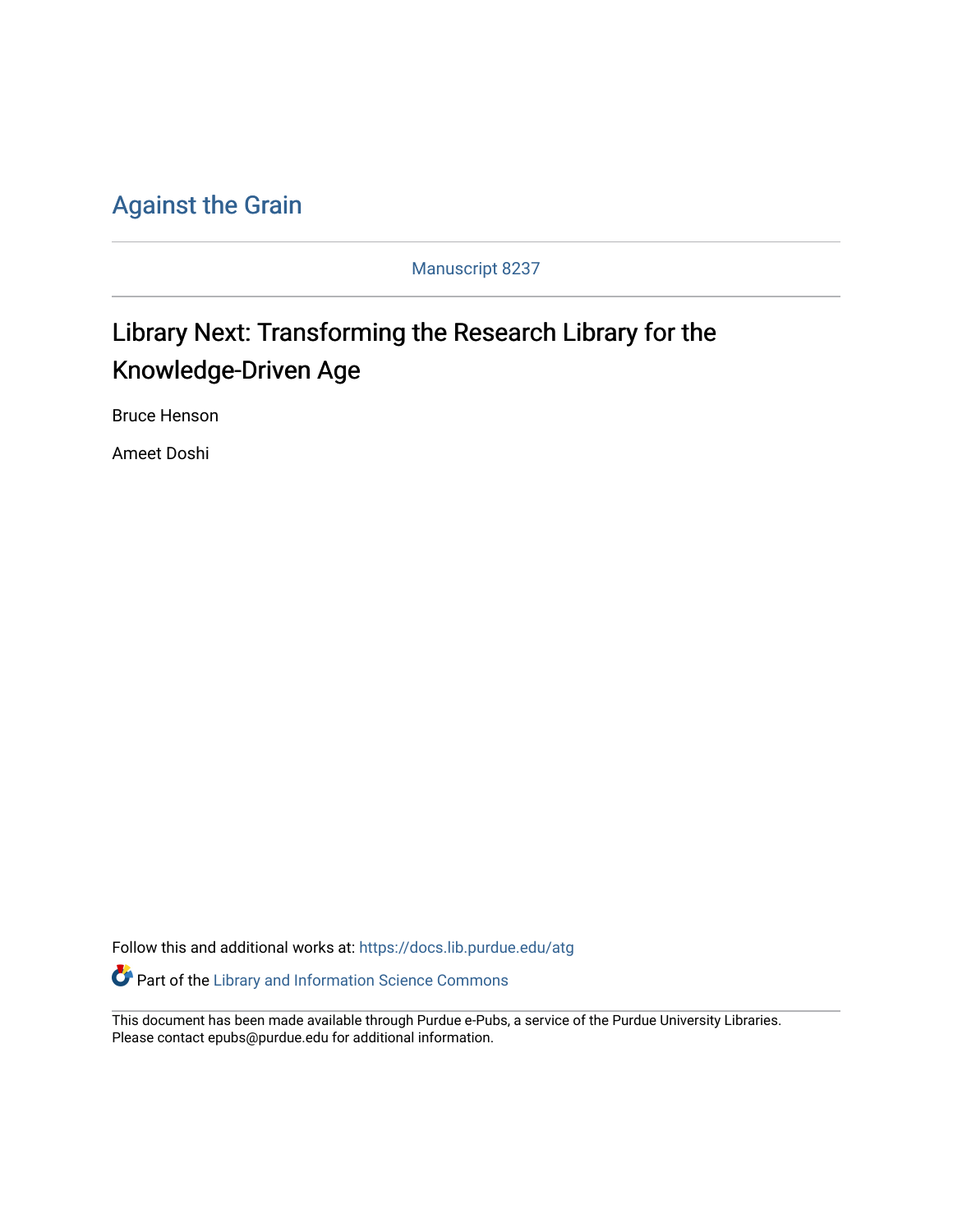Against the Grain

Manuscript 8237

# Library Next: Transforming the Research Library for the Knowledge-Driven Age

Bruce Henson

Ameet Doshi

Follow this and additional works at: https://docs.lib.purdue.edu/atg

Part of the Library and Information Science Commons

This document has been made available through Purdue e-Pubs, a service of the Purdue University Libraries. Please contact epubs@purdue.edu for additional information.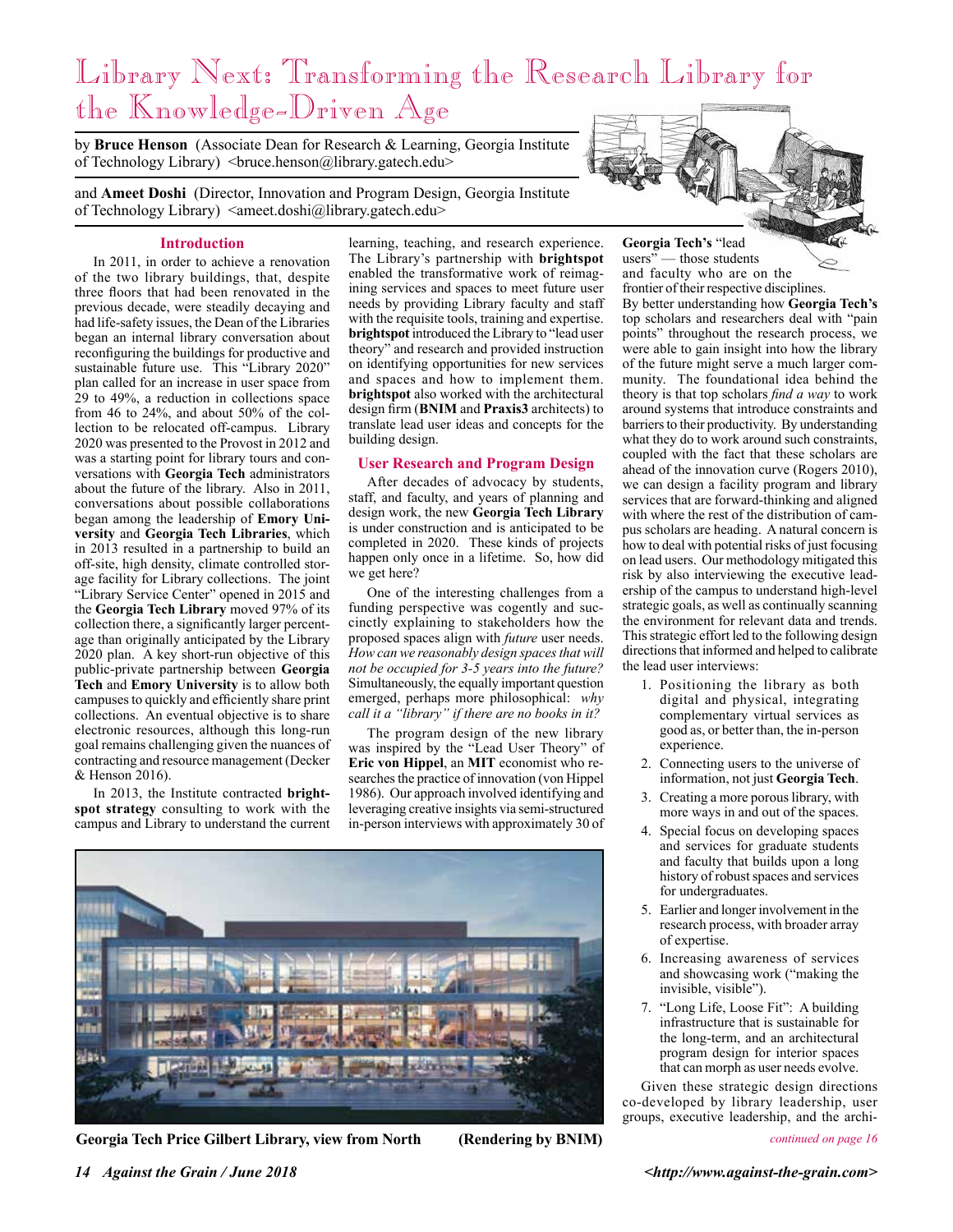# Library Next: Transforming the Research Library for the Knowledge-Driven Age

by **Bruce Henson** (Associate Dean for Research & Learning, Georgia Institute of Technology Library) <bruce.henson@library.gatech.edu>

and **Ameet Doshi** (Director, Innovation and Program Design, Georgia Institute of Technology Library) <ameet.doshi@library.gatech.edu>

## Introduction

In 2011, in order to achieve a renovation of the two library buildings, that, despite three floors that had been renovated in the previous decade, were steadily decaying and had life-safety issues, the Dean of the Libraries began an internal library conversation about reconfiguring the buildings for productive and sustainable future use. This "Library 2020" plan called for an increase in user space from 29 to 49%, a reduction in collections space from 46 to 24%, and about 50% of the collection to be relocated off-campus. Library 2020 was presented to the Provost in 2012 and was a starting point for library tours and conversations with **Georgia Tech** administrators about the future of the library. Also in 2011, conversations about possible collaborations began among the leadership of **Emory University** and **Georgia Tech Libraries**, which in 2013 resulted in a partnership to build an off-site, high density, climate controlled storage facility for Library collections. The joint "Library Service Center" opened in 2015 and the **Georgia Tech Library** moved 97% of its collection there, a significantly larger percentage than originally anticipated by the Library 2020 plan. A key short-run objective of this public-private partnership between **Georgia Tech** and **Emory University** is to allow both campuses to quickly and efficiently share print collections. An eventual objective is to share electronic resources, although this long-run goal remains challenging given the nuances of contracting and resource management (Decker & Henson 2016).

In 2013, the Institute contracted **brightspot strategy** consulting to work with the campus and Library to understand the current learning, teaching, and research experience. The Library's partnership with **brightspot** enabled the transformative work of reimagining services and spaces to meet future user needs by providing Library faculty and staff with the requisite tools, training and expertise. **brightspot** introduced the Library to "lead user theory" and research and provided instruction on identifying opportunities for new services and spaces and how to implement them. **brightspot** also worked with the architectural design firm (**BNIM** and **Praxis3** architects) to translate lead user ideas and concepts for the building design.

## User Research and Program Design

After decades of advocacy by students, staff, and faculty, and years of planning and design work, the new **Georgia Tech Library** is under construction and is anticipated to be completed in 2020. These kinds of projects happen only once in a lifetime. So, how did we get here?

One of the interesting challenges from a funding perspective was cogently and succinctly explaining to stakeholders how the proposed spaces align with *future* user needs. *How can we reasonably design spaces that will not be occupied for 3-5 years into the future?* Simultaneously, the equally important question emerged, perhaps more philosophical: *why call it a "library" if there are no books in it?*

The program design of the new library was inspired by the "Lead User Theory" of **Eric von Hippel**, an **MIT** economist who researches the practice of innovation (von Hippel 1986). Our approach involved identifying and leveraging creative insights via semi-structured in-person interviews with approximately 30 of **Georgia Tech's** "lead users" — those students and faculty who are on the frontier of their respective disciplines. By better understanding how **Georgia Tech's** top scholars and researchers deal with "pain points" throughout the research process, we were able to gain insight into how the library of the future might serve a much larger community. The foundational idea behind the theory is that top scholars *find a way* to work around systems that introduce constraints and barriers to their productivity. By understanding what they do to work around such constraints, coupled with the fact that these scholars are ahead of the innovation curve (Rogers 2010), we can design a facility program and library services that are forward-thinking and aligned with where the rest of the distribution of campus scholars are heading. A natural concern is how to deal with potential risks of just focusing on lead users. Our methodology mitigated this risk by also interviewing the executive leadership of the campus to understand high-level strategic goals, as well as continually scanning the environment for relevant data and trends. This strategic effort led to the following design directions that informed and helped to calibrate the lead user interviews:

1. Positioning the library as both digital and physical, integrating complementary virtual services as good as, or better than, the in-person experience.
2. Connecting users to the universe of information, not just **Georgia Tech**.
3. Creating a more porous library, with more ways in and out of the spaces.
4. Special focus on developing spaces and services for graduate students and faculty that builds upon a long history of robust spaces and services for undergraduates.
5. Earlier and longer involvement in the research process, with broader array of expertise.
6. Increasing awareness of services and showcasing work ("making the invisible, visible").
7. "Long Life, Loose Fit": A building infrastructure that is sustainable for the long-term, and an architectural program design for interior spaces that can morph as user needs evolve.

Given these strategic design directions co-developed by library leadership, user groups, executive leadership, and the archi-

*continued on page 16*

**Georgia Tech Price Gilbert Library, view from North** **(Rendering by BNIM)**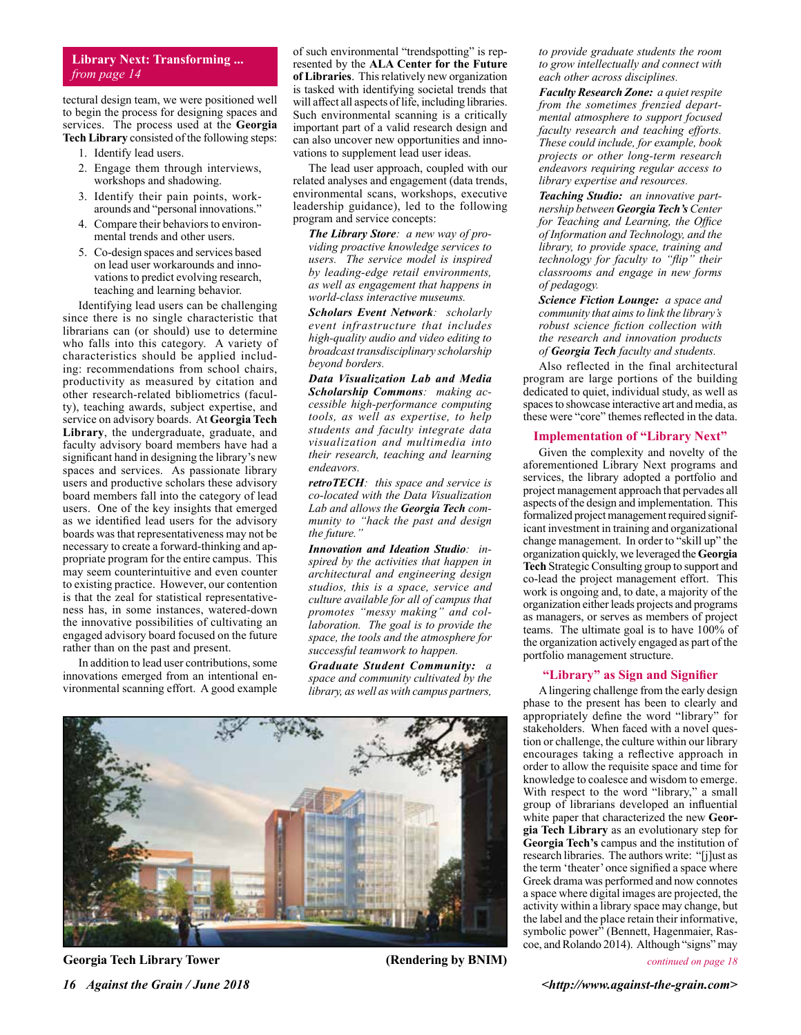**Library Next: Transforming ...**
*from page 14*

tectural design team, we were positioned well to begin the process for designing spaces and services. The process used at the **Georgia Tech Library** consisted of the following steps:

1. Identify lead users.
2. Engage them through interviews, workshops and shadowing.
3. Identify their pain points, workarounds and "personal innovations."
4. Compare their behaviors to environmental trends and other users.
5. Co-design spaces and services based on lead user workarounds and innovations to predict evolving research, teaching and learning behavior.

Identifying lead users can be challenging since there is no single characteristic that librarians can (or should) use to determine who falls into this category. A variety of characteristics should be applied including: recommendations from school chairs, productivity as measured by citation and other research-related bibliometrics (faculty), teaching awards, subject expertise, and service on advisory boards. At **Georgia Tech Library**, the undergraduate, graduate, and faculty advisory board members have had a significant hand in designing the library's new spaces and services. As passionate library users and productive scholars these advisory board members fall into the category of lead users. One of the key insights that emerged as we identified lead users for the advisory boards was that representativeness may not be necessary to create a forward-thinking and appropriate program for the entire campus. This may seem counterintuitive and even counter to existing practice. However, our contention is that the zeal for statistical representativeness has, in some instances, watered-down the innovative possibilities of cultivating an engaged advisory board focused on the future rather than on the past and present.

In addition to lead user contributions, some innovations emerged from an intentional environmental scanning effort. A good example of such environmental "trendspotting" is represented by the **ALA Center for the Future of Libraries**. This relatively new organization is tasked with identifying societal trends that will affect all aspects of life, including libraries. Such environmental scanning is a critically important part of a valid research design and can also uncover new opportunities and innovations to supplement lead user ideas.

The lead user approach, coupled with our related analyses and engagement (data trends, environmental scans, workshops, executive leadership guidance), led to the following program and service concepts:

***The Library Store****: a new way of providing proactive knowledge services to users. The service model is inspired by leading-edge retail environments, as well as engagement that happens in world-class interactive museums.*

***Scholars Event Network****: scholarly event infrastructure that includes high-quality audio and video editing to broadcast transdisciplinary scholarship beyond borders.*

***Data Visualization Lab and Media Scholarship Commons****: making accessible high-performance computing tools, as well as expertise, to help students and faculty integrate data visualization and multimedia into their research, teaching and learning endeavors.*

***retroTECH****: this space and service is co-located with the Data Visualization Lab and allows the* ***Georgia Tech*** *community to "hack the past and design the future."*

***Innovation and Ideation Studio****: inspired by the activities that happen in architectural and engineering design studios, this is a space, service and culture available for all of campus that promotes "messy making" and collaboration. The goal is to provide the space, the tools and the atmosphere for successful teamwork to happen.*

***Graduate Student Community:*** *a space and community cultivated by the library, as well as with campus partners, to provide graduate students the room to grow intellectually and connect with each other across disciplines.*

***Faculty Research Zone:*** *a quiet respite from the sometimes frenzied departmental atmosphere to support focused faculty research and teaching efforts. These could include, for example, book projects or other long-term research endeavors requiring regular access to library expertise and resources.*

***Teaching Studio:*** *an innovative partnership between* ***Georgia Tech's*** *Center for Teaching and Learning, the Office of Information and Technology, and the library, to provide space, training and technology for faculty to "flip" their classrooms and engage in new forms of pedagogy.*

***Science Fiction Lounge:*** *a space and community that aims to link the library's robust science fiction collection with the research and innovation products of* ***Georgia Tech*** *faculty and students.*

Also reflected in the final architectural program are large portions of the building dedicated to quiet, individual study, as well as spaces to showcase interactive art and media, as these were "core" themes reflected in the data.

## Implementation of "Library Next"

Given the complexity and novelty of the aforementioned Library Next programs and services, the library adopted a portfolio and project management approach that pervades all aspects of the design and implementation. This formalized project management required significant investment in training and organizational change management. In order to "skill up" the organization quickly, we leveraged the **Georgia Tech** Strategic Consulting group to support and co-lead the project management effort. This work is ongoing and, to date, a majority of the organization either leads projects and programs as managers, or serves as members of project teams. The ultimate goal is to have 100% of the organization actively engaged as part of the portfolio management structure.

## "Library" as Sign and Signifier

A lingering challenge from the early design phase to the present has been to clearly and appropriately define the word "library" for stakeholders. When faced with a novel question or challenge, the culture within our library encourages taking a reflective approach in order to allow the requisite space and time for knowledge to coalesce and wisdom to emerge. With respect to the word "library," a small group of librarians developed an influential white paper that characterized the new **Georgia Tech Library** as an evolutionary step for **Georgia Tech's** campus and the institution of research libraries. The authors write: "[j]ust as the term 'theater' once signified a space where Greek drama was performed and now connotes a space where digital images are projected, the activity within a library space may change, but the label and the place retain their informative, symbolic power" (Bennett, Hagenmaier, Rascoe, and Rolando 2014). Although "signs" may

*continued on page 18*

**Georgia Tech Library Tower** **(Rendering by BNIM)**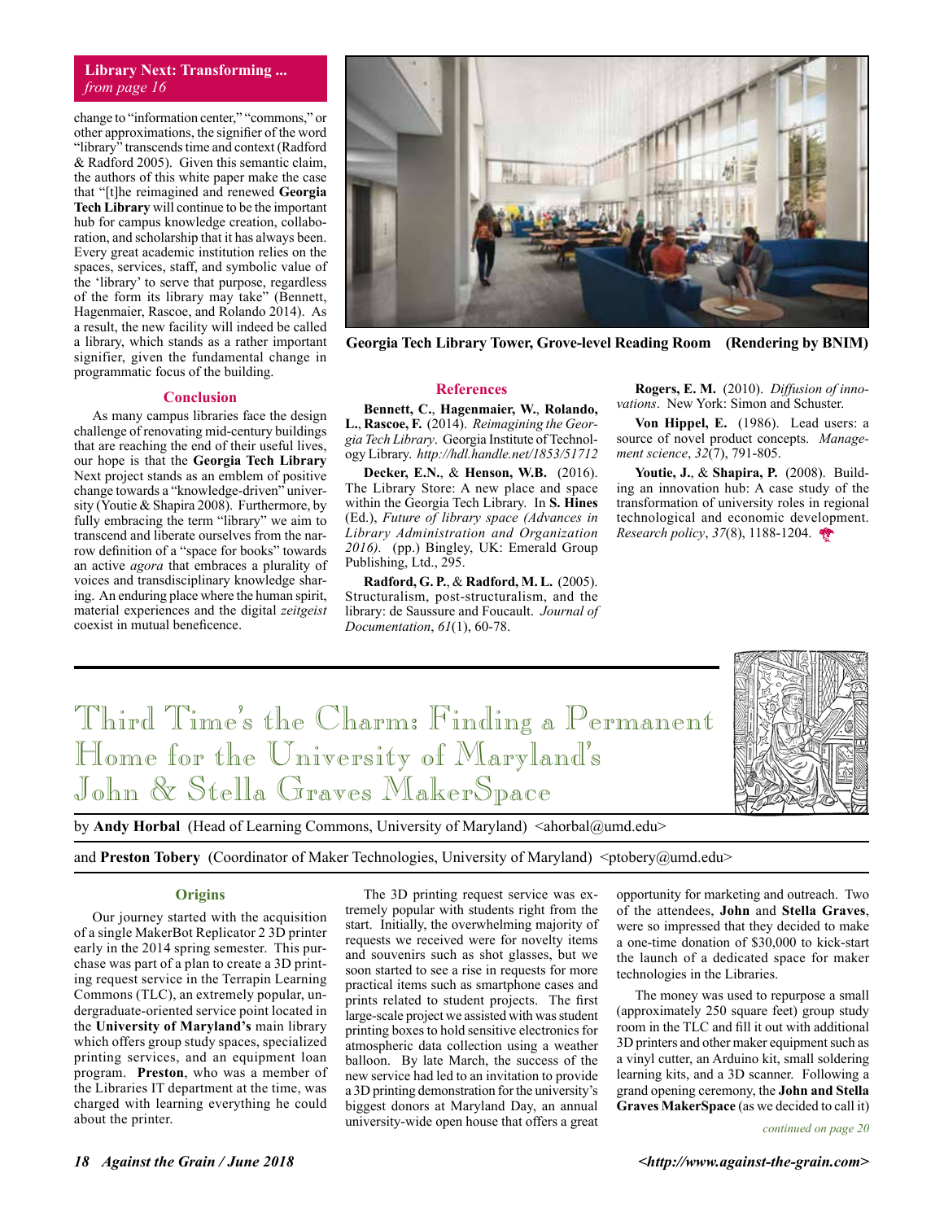**Library Next: Transforming ...**
*from page 16*

change to "information center," "commons," or other approximations, the signifier of the word "library" transcends time and context (Radford & Radford 2005). Given this semantic claim, the authors of this white paper make the case that "[t]he reimagined and renewed **Georgia Tech Library** will continue to be the important hub for campus knowledge creation, collaboration, and scholarship that it has always been. Every great academic institution relies on the spaces, services, staff, and symbolic value of the 'library' to serve that purpose, regardless of the form its library may take" (Bennett, Hagenmaier, Rascoe, and Rolando 2014). As a result, the new facility will indeed be called a library, which stands as a rather important signifier, given the fundamental change in programmatic focus of the building.

**Georgia Tech Library Tower, Grove-level Reading Room (Rendering by BNIM)**

## Conclusion

As many campus libraries face the design challenge of renovating mid-century buildings that are reaching the end of their useful lives, our hope is that the **Georgia Tech Library** Next project stands as an emblem of positive change towards a "knowledge-driven" university (Youtie & Shapira 2008). Furthermore, by fully embracing the term "library" we aim to transcend and liberate ourselves from the narrow definition of a "space for books" towards an active *agora* that embraces a plurality of voices and transdisciplinary knowledge sharing. An enduring place where the human spirit, material experiences and the digital *zeitgeist* coexist in mutual beneficence.

## References

**Bennett, C.**, **Hagenmaier, W.**, **Rolando, L.**, **Rascoe, F.** (2014). *Reimagining the Georgia Tech Library*. Georgia Institute of Technology Library. *http://hdl.handle.net/1853/51712*

**Decker, E.N.**, & **Henson, W.B.** (2016). The Library Store: A new place and space within the Georgia Tech Library. In **S. Hines** (Ed.), *Future of library space (Advances in Library Administration and Organization 2016).* (pp.) Bingley, UK: Emerald Group Publishing, Ltd., 295.

**Radford, G. P.**, & **Radford, M. L.** (2005). Structuralism, post-structuralism, and the library: de Saussure and Foucault. *Journal of Documentation*, *61*(1), 60-78.

**Rogers, E. M.** (2010). *Diffusion of innovations*. New York: Simon and Schuster.

**Von Hippel, E.** (1986). Lead users: a source of novel product concepts. *Management science*, *32*(7), 791-805.

**Youtie, J.**, & **Shapira, P.** (2008). Building an innovation hub: A case study of the transformation of university roles in regional technological and economic development. *Research policy*, *37*(8), 1188-1204.

# Third Time's the Charm: Finding a Permanent Home for the University of Maryland's John & Stella Graves MakerSpace

by **Andy Horbal** (Head of Learning Commons, University of Maryland) <ahorbal@umd.edu>

and **Preston Tobery** (Coordinator of Maker Technologies, University of Maryland) <ptobery@umd.edu>

## Origins

Our journey started with the acquisition of a single MakerBot Replicator 2 3D printer early in the 2014 spring semester. This purchase was part of a plan to create a 3D printing request service in the Terrapin Learning Commons (TLC), an extremely popular, undergraduate-oriented service point located in the **University of Maryland's** main library which offers group study spaces, specialized printing services, and an equipment loan program. **Preston**, who was a member of the Libraries IT department at the time, was charged with learning everything he could about the printer.

The 3D printing request service was extremely popular with students right from the start. Initially, the overwhelming majority of requests we received were for novelty items and souvenirs such as shot glasses, but we soon started to see a rise in requests for more practical items such as smartphone cases and prints related to student projects. The first large-scale project we assisted with was student printing boxes to hold sensitive electronics for atmospheric data collection using a weather balloon. By late March, the success of the new service had led to an invitation to provide a 3D printing demonstration for the university's biggest donors at Maryland Day, an annual university-wide open house that offers a great opportunity for marketing and outreach. Two of the attendees, **John** and **Stella Graves**, were so impressed that they decided to make a one-time donation of $30,000 to kick-start the launch of a dedicated space for maker technologies in the Libraries.

The money was used to repurpose a small (approximately 250 square feet) group study room in the TLC and fill it out with additional 3D printers and other maker equipment such as a vinyl cutter, an Arduino kit, small soldering learning kits, and a 3D scanner. Following a grand opening ceremony, the **John and Stella Graves MakerSpace** (as we decided to call it)

*continued on page 20*